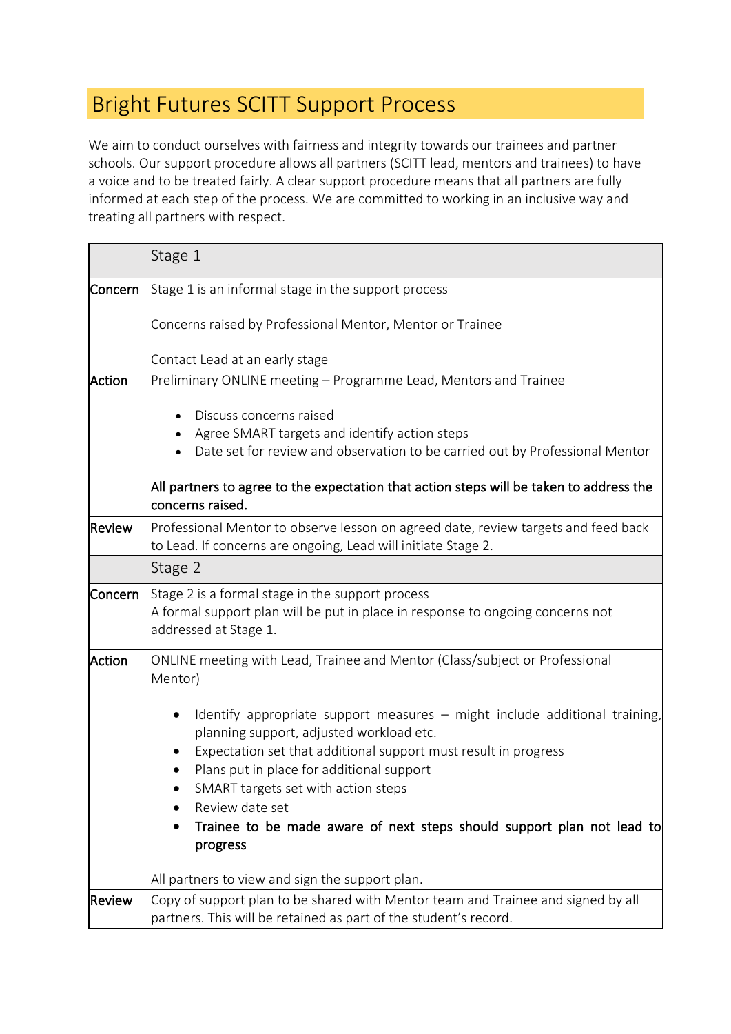# Bright Futures SCITT Support Process

We aim to conduct ourselves with fairness and integrity towards our trainees and partner schools. Our support procedure allows all partners (SCITT lead, mentors and trainees) to have a voice and to be treated fairly. A clear support procedure means that all partners are fully informed at each step of the process. We are committed to working in an inclusive way and treating all partners with respect.

| | Stage 1 |
|---|---|
| Concern | Stage 1 is an informal stage in the support process<br><br>Concerns raised by Professional Mentor, Mentor or Trainee<br><br>Contact Lead at an early stage |
| Action | Preliminary ONLINE meeting – Programme Lead, Mentors and Trainee<br><br>• Discuss concerns raised<br>• Agree SMART targets and identify action steps<br>• Date set for review and observation to be carried out by Professional Mentor<br><br>**All partners to agree to the expectation that action steps will be taken to address the concerns raised.** |
| Review | Professional Mentor to observe lesson on agreed date, review targets and feed back to Lead. If concerns are ongoing, Lead will initiate Stage 2. |
| | **Stage 2** |
| Concern | Stage 2 is a formal stage in the support process<br>A formal support plan will be put in place in response to ongoing concerns not addressed at Stage 1. |
| Action | ONLINE meeting with Lead, Trainee and Mentor (Class/subject or Professional Mentor)<br><br>• Identify appropriate support measures – might include additional training, planning support, adjusted workload etc.<br>• Expectation set that additional support must result in progress<br>• Plans put in place for additional support<br>• SMART targets set with action steps<br>• Review date set<br>• **Trainee to be made aware of next steps should support plan not lead to progress**<br><br>All partners to view and sign the support plan. |
| Review | Copy of support plan to be shared with Mentor team and Trainee and signed by all partners. This will be retained as part of the student's record. |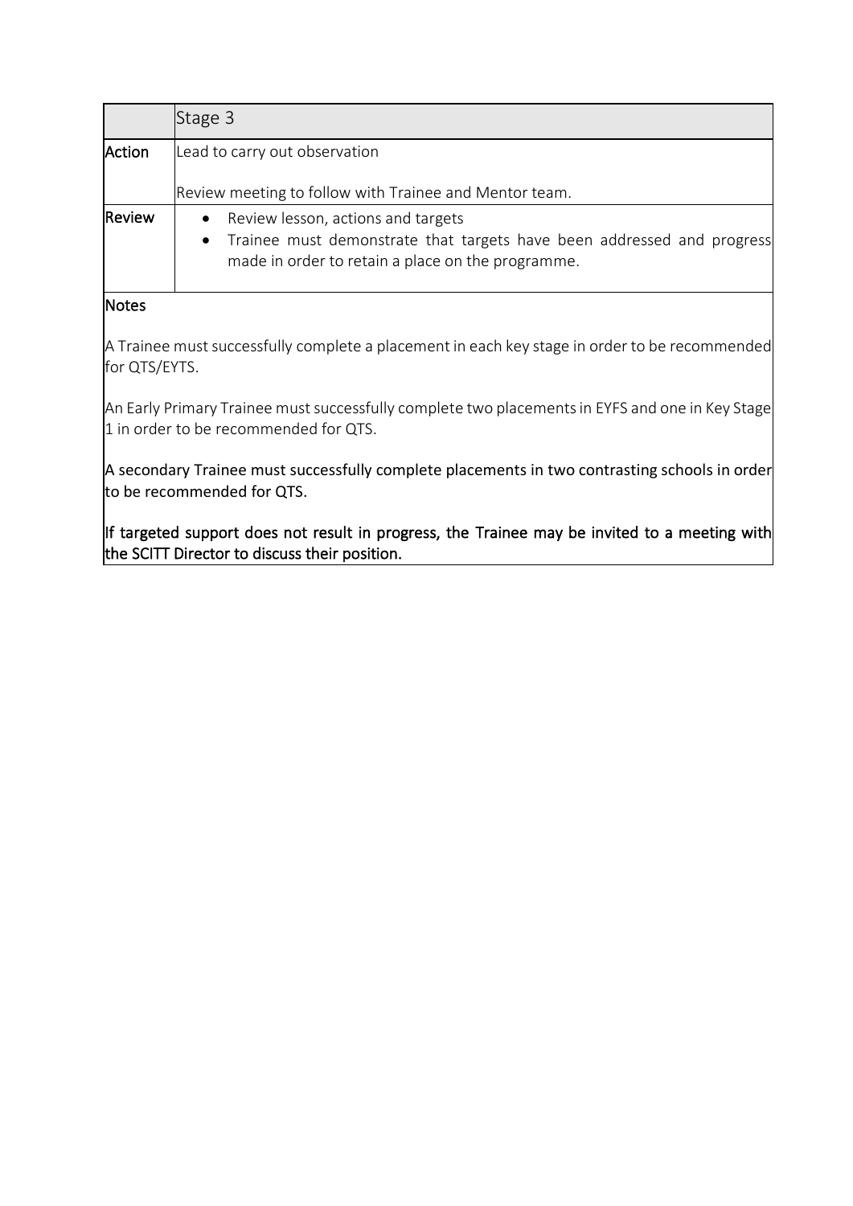| | Stage 3 |
|---|---|
| **Action** | Lead to carry out observation<br><br>Review meeting to follow with Trainee and Mentor team. |
| **Review** | • Review lesson, actions and targets<br>• Trainee must demonstrate that targets have been addressed and progress made in order to retain a place on the programme. |

**Notes**

A Trainee must successfully complete a placement in each key stage in order to be recommended for QTS/EYTS.

An Early Primary Trainee must successfully complete two placements in EYFS and one in Key Stage 1 in order to be recommended for QTS.

A secondary Trainee must successfully complete placements in two contrasting schools in order to be recommended for QTS.

If targeted support does not result in progress, the Trainee may be invited to a meeting with the SCITT Director to discuss their position.